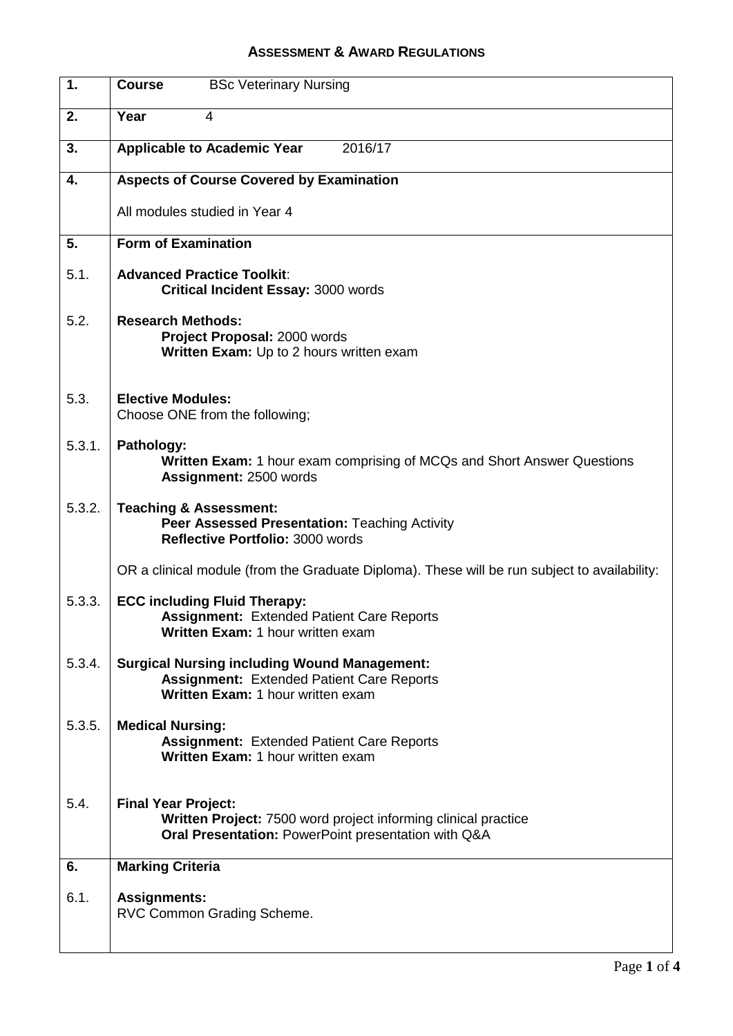# Assessment & Award Regulations

| | |
|---|---|
| **1.** | **Course** BSc Veterinary Nursing |
| **2.** | **Year** 4 |
| **3.** | **Applicable to Academic Year** 2016/17 |
| **4.** | **Aspects of Course Covered by Examination**<br><br>All modules studied in Year 4 |
| **5.** | **Form of Examination** |
| 5.1. | **Advanced Practice Toolkit**:<br>**Critical Incident Essay:** 3000 words |
| 5.2. | **Research Methods:**<br>**Project Proposal:** 2000 words<br>**Written Exam:** Up to 2 hours written exam |
| 5.3. | **Elective Modules:**<br>Choose ONE from the following; |
| 5.3.1. | **Pathology:**<br>**Written Exam:** 1 hour exam comprising of MCQs and Short Answer Questions<br>**Assignment:** 2500 words |
| 5.3.2. | **Teaching & Assessment:**<br>**Peer Assessed Presentation:** Teaching Activity<br>**Reflective Portfolio:** 3000 words<br><br>OR a clinical module (from the Graduate Diploma). These will be run subject to availability: |
| 5.3.3. | **ECC including Fluid Therapy:**<br>**Assignment:** Extended Patient Care Reports<br>**Written Exam:** 1 hour written exam |
| 5.3.4. | **Surgical Nursing including Wound Management:**<br>**Assignment:** Extended Patient Care Reports<br>**Written Exam:** 1 hour written exam |
| 5.3.5. | **Medical Nursing:**<br>**Assignment:** Extended Patient Care Reports<br>**Written Exam:** 1 hour written exam |
| 5.4. | **Final Year Project:**<br>**Written Project:** 7500 word project informing clinical practice<br>**Oral Presentation:** PowerPoint presentation with Q&A |
| **6.** | **Marking Criteria** |
| 6.1. | **Assignments:**<br>RVC Common Grading Scheme. |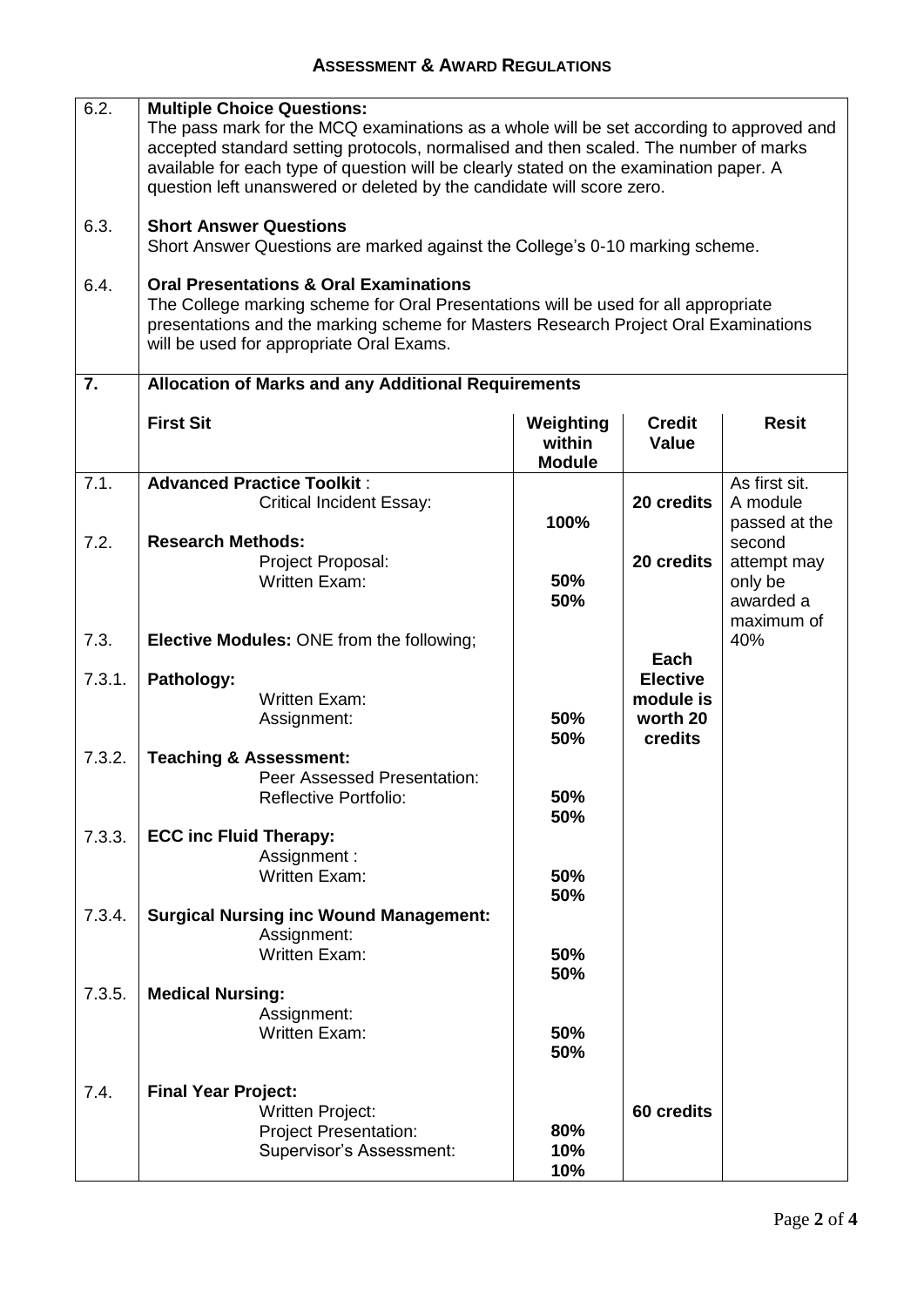| | |
|---|---|
| 6.2. | **Multiple Choice Questions:** The pass mark for the MCQ examinations as a whole will be set according to approved and accepted standard setting protocols, normalised and then scaled. The number of marks available for each type of question will be clearly stated on the examination paper. A question left unanswered or deleted by the candidate will score zero. |
| 6.3. | **Short Answer Questions** Short Answer Questions are marked against the College's 0-10 marking scheme. |
| 6.4. | **Oral Presentations & Oral Examinations** The College marking scheme for Oral Presentations will be used for all appropriate presentations and the marking scheme for Masters Research Project Oral Examinations will be used for appropriate Oral Exams. |

| **7.** | **Allocation of Marks and any Additional Requirements** | | | |
|---|---|---|---|---|
| | **First Sit** | **Weighting within Module** | **Credit Value** | **Resit** |
| 7.1. | **Advanced Practice Toolkit** : | | | As first sit. A module passed at the second attempt may only be awarded a maximum of 40% |
| | Critical Incident Essay: | **100%** | **20 credits** | |
| 7.2. | **Research Methods:** | | **20 credits** | |
| | Project Proposal: | **50%** | | |
| | Written Exam: | **50%** | | |
| 7.3. | **Elective Modules:** ONE from the following; | | **Each Elective module is worth 20 credits** | |
| 7.3.1. | **Pathology:** | | | |
| | Written Exam: | **50%** | | |
| | Assignment: | **50%** | | |
| 7.3.2. | **Teaching & Assessment:** | | | |
| | Peer Assessed Presentation: | **50%** | | |
| | Reflective Portfolio: | **50%** | | |
| 7.3.3. | **ECC inc Fluid Therapy:** | | | |
| | Assignment : | **50%** | | |
| | Written Exam: | **50%** | | |
| 7.3.4. | **Surgical Nursing inc Wound Management:** | | | |
| | Assignment: | **50%** | | |
| | Written Exam: | **50%** | | |
| 7.3.5. | **Medical Nursing:** | | | |
| | Assignment: | **50%** | | |
| | Written Exam: | **50%** | | |
| 7.4. | **Final Year Project:** | | **60 credits** | |
| | Written Project: | **80%** | | |
| | Project Presentation: | **10%** | | |
| | Supervisor's Assessment: | **10%** | | |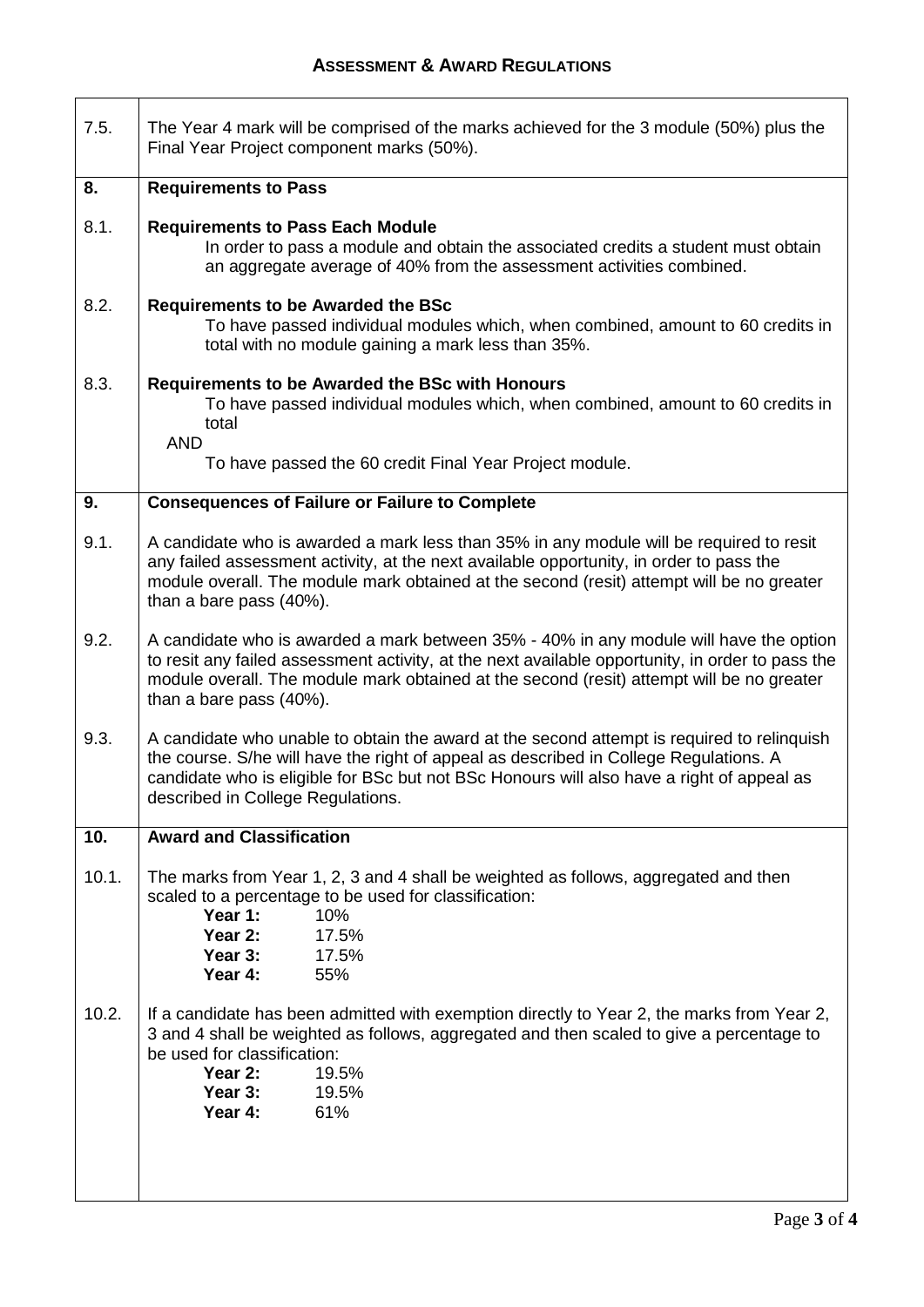| | |
|---|---|
| 7.5. | The Year 4 mark will be comprised of the marks achieved for the 3 module (50%) plus the Final Year Project component marks (50%). |
| **8.** | **Requirements to Pass** |
| 8.1. | **Requirements to Pass Each Module**<br>In order to pass a module and obtain the associated credits a student must obtain an aggregate average of 40% from the assessment activities combined. |
| 8.2. | **Requirements to be Awarded the BSc**<br>To have passed individual modules which, when combined, amount to 60 credits in total with no module gaining a mark less than 35%. |
| 8.3. | **Requirements to be Awarded the BSc with Honours**<br>To have passed individual modules which, when combined, amount to 60 credits in total<br>AND<br>To have passed the 60 credit Final Year Project module. |
| **9.** | **Consequences of Failure or Failure to Complete** |
| 9.1. | A candidate who is awarded a mark less than 35% in any module will be required to resit any failed assessment activity, at the next available opportunity, in order to pass the module overall. The module mark obtained at the second (resit) attempt will be no greater than a bare pass (40%). |
| 9.2. | A candidate who is awarded a mark between 35% - 40% in any module will have the option to resit any failed assessment activity, at the next available opportunity, in order to pass the module overall. The module mark obtained at the second (resit) attempt will be no greater than a bare pass (40%). |
| 9.3. | A candidate who unable to obtain the award at the second attempt is required to relinquish the course. S/he will have the right of appeal as described in College Regulations. A candidate who is eligible for BSc but not BSc Honours will also have a right of appeal as described in College Regulations. |
| **10.** | **Award and Classification** |
| 10.1. | The marks from Year 1, 2, 3 and 4 shall be weighted as follows, aggregated and then scaled to a percentage to be used for classification:<br>**Year 1:** 10%<br>**Year 2:** 17.5%<br>**Year 3:** 17.5%<br>**Year 4:** 55% |
| 10.2. | If a candidate has been admitted with exemption directly to Year 2, the marks from Year 2, 3 and 4 shall be weighted as follows, aggregated and then scaled to give a percentage to be used for classification:<br>**Year 2:** 19.5%<br>**Year 3:** 19.5%<br>**Year 4:** 61% |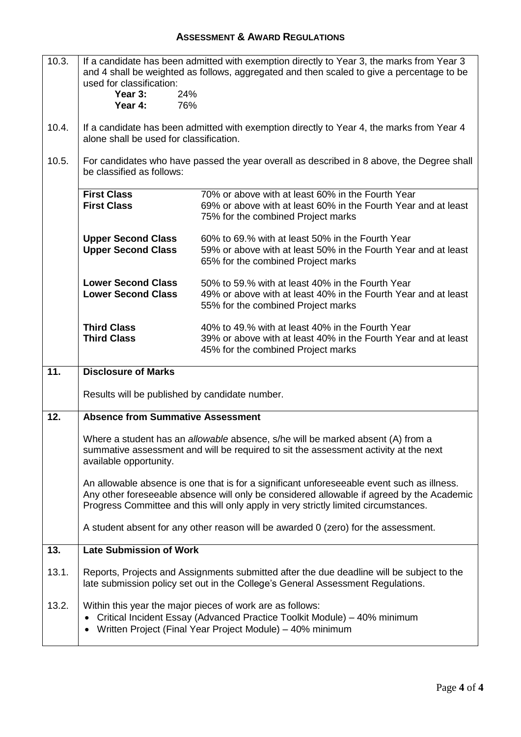10.3. If a candidate has been admitted with exemption directly to Year 3, the marks from Year 3 and 4 shall be weighted as follows, aggregated and then scaled to give a percentage to be used for classification:

| | |
|---|---|
| **Year 3:** | 24% |
| **Year 4:** | 76% |

10.4. If a candidate has been admitted with exemption directly to Year 4, the marks from Year 4 alone shall be used for classification.

10.5. For candidates who have passed the year overall as described in 8 above, the Degree shall be classified as follows:

| | |
|---|---|
| **First Class** | 70% or above with at least 60% in the Fourth Year |
| **First Class** | 69% or above with at least 60% in the Fourth Year and at least 75% for the combined Project marks |
| **Upper Second Class** | 60% to 69.% with at least 50% in the Fourth Year |
| **Upper Second Class** | 59% or above with at least 50% in the Fourth Year and at least 65% for the combined Project marks |
| **Lower Second Class** | 50% to 59.% with at least 40% in the Fourth Year |
| **Lower Second Class** | 49% or above with at least 40% in the Fourth Year and at least 55% for the combined Project marks |
| **Third Class** | 40% to 49.% with at least 40% in the Fourth Year |
| **Third Class** | 39% or above with at least 40% in the Fourth Year and at least 45% for the combined Project marks |

## 11. Disclosure of Marks

Results will be published by candidate number.

## 12. Absence from Summative Assessment

Where a student has an *allowable* absence, s/he will be marked absent (A) from a summative assessment and will be required to sit the assessment activity at the next available opportunity.

An allowable absence is one that is for a significant unforeseeable event such as illness. Any other foreseeable absence will only be considered allowable if agreed by the Academic Progress Committee and this will only apply in very strictly limited circumstances.

A student absent for any other reason will be awarded 0 (zero) for the assessment.

## 13. Late Submission of Work

13.1. Reports, Projects and Assignments submitted after the due deadline will be subject to the late submission policy set out in the College's General Assessment Regulations.

13.2. Within this year the major pieces of work are as follows:

- Critical Incident Essay (Advanced Practice Toolkit Module) – 40% minimum
- Written Project (Final Year Project Module) – 40% minimum